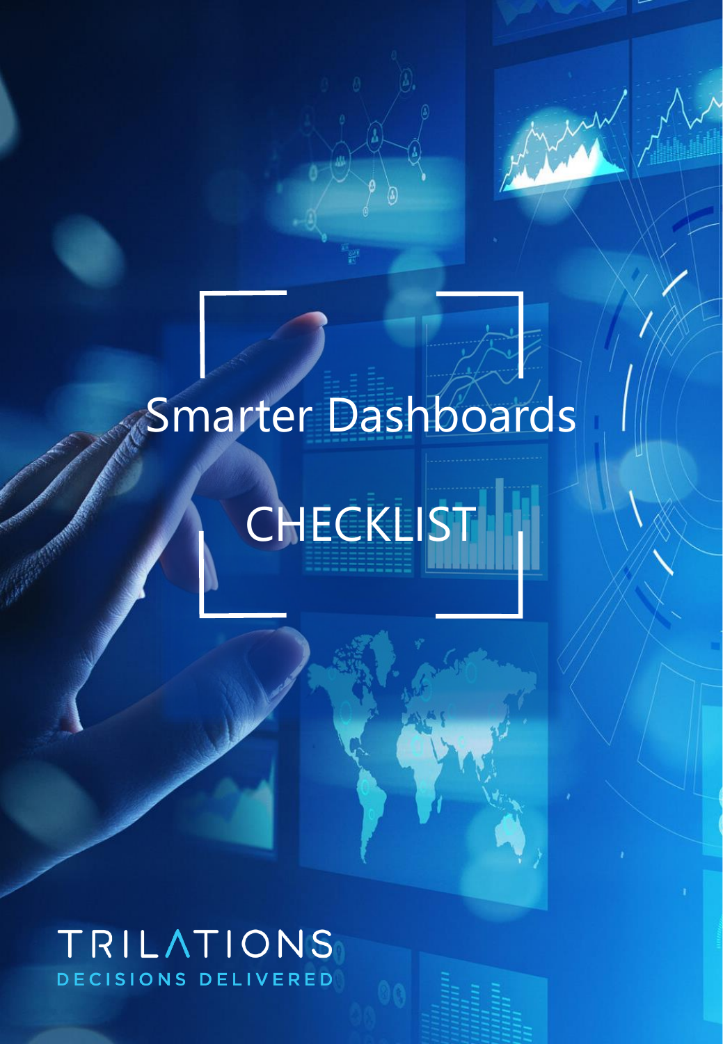# Smarter Dashboards

# CHECKLIST

TRILATIONS

DECISIONS DELIVERED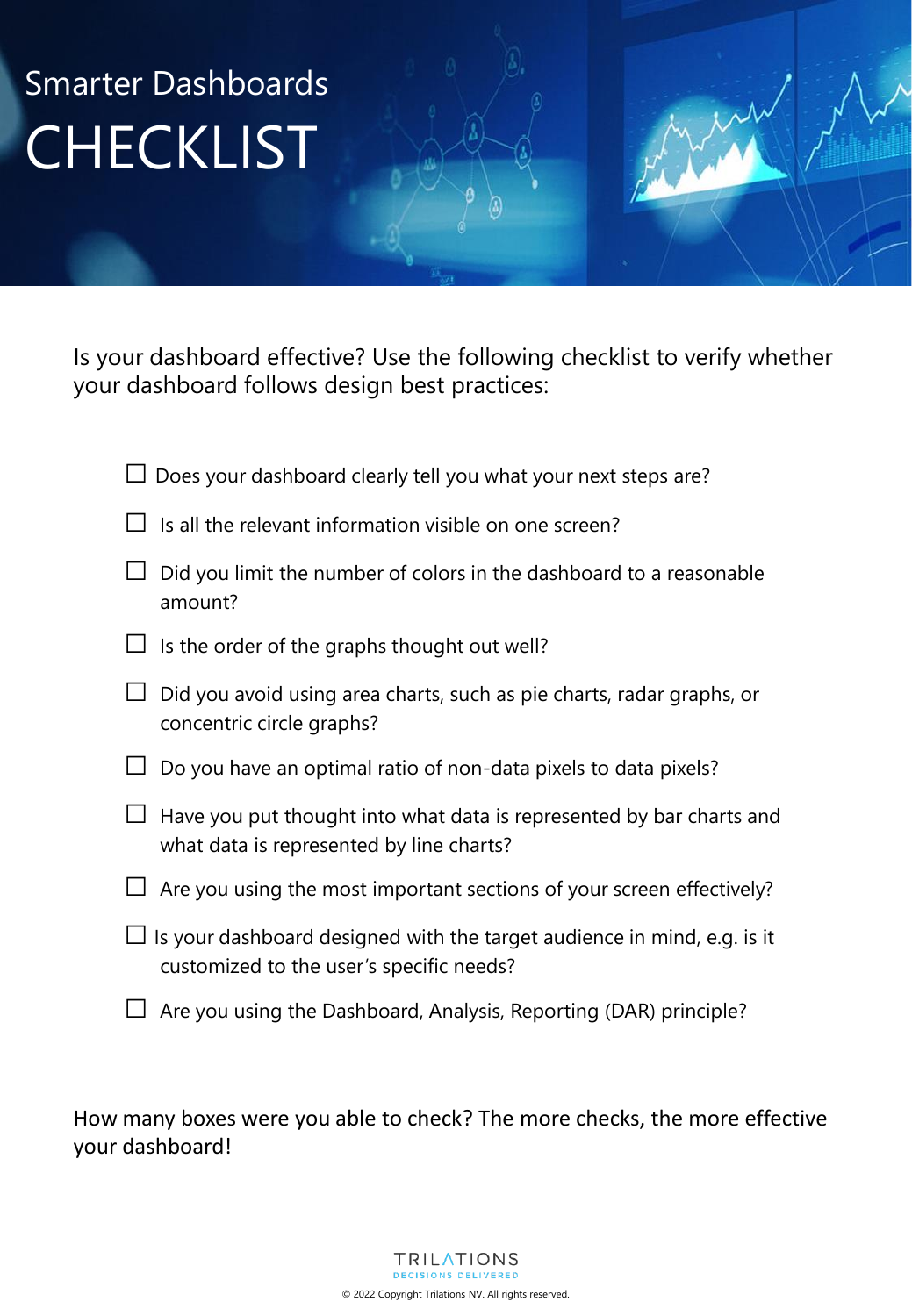# Smarter Dashboards
# CHECKLIST

Is your dashboard effective? Use the following checklist to verify whether your dashboard follows design best practices:

- ☐ Does your dashboard clearly tell you what your next steps are?
- ☐ Is all the relevant information visible on one screen?
- ☐ Did you limit the number of colors in the dashboard to a reasonable amount?
- ☐ Is the order of the graphs thought out well?
- ☐ Did you avoid using area charts, such as pie charts, radar graphs, or concentric circle graphs?
- ☐ Do you have an optimal ratio of non-data pixels to data pixels?
- ☐ Have you put thought into what data is represented by bar charts and what data is represented by line charts?
- ☐ Are you using the most important sections of your screen effectively?
- ☐ Is your dashboard designed with the target audience in mind, e.g. is it customized to the user's specific needs?
- ☐ Are you using the Dashboard, Analysis, Reporting (DAR) principle?

How many boxes were you able to check? The more checks, the more effective your dashboard!

TRILATIONS
DECISIONS DELIVERED

© 2022 Copyright Trilations NV. All rights reserved.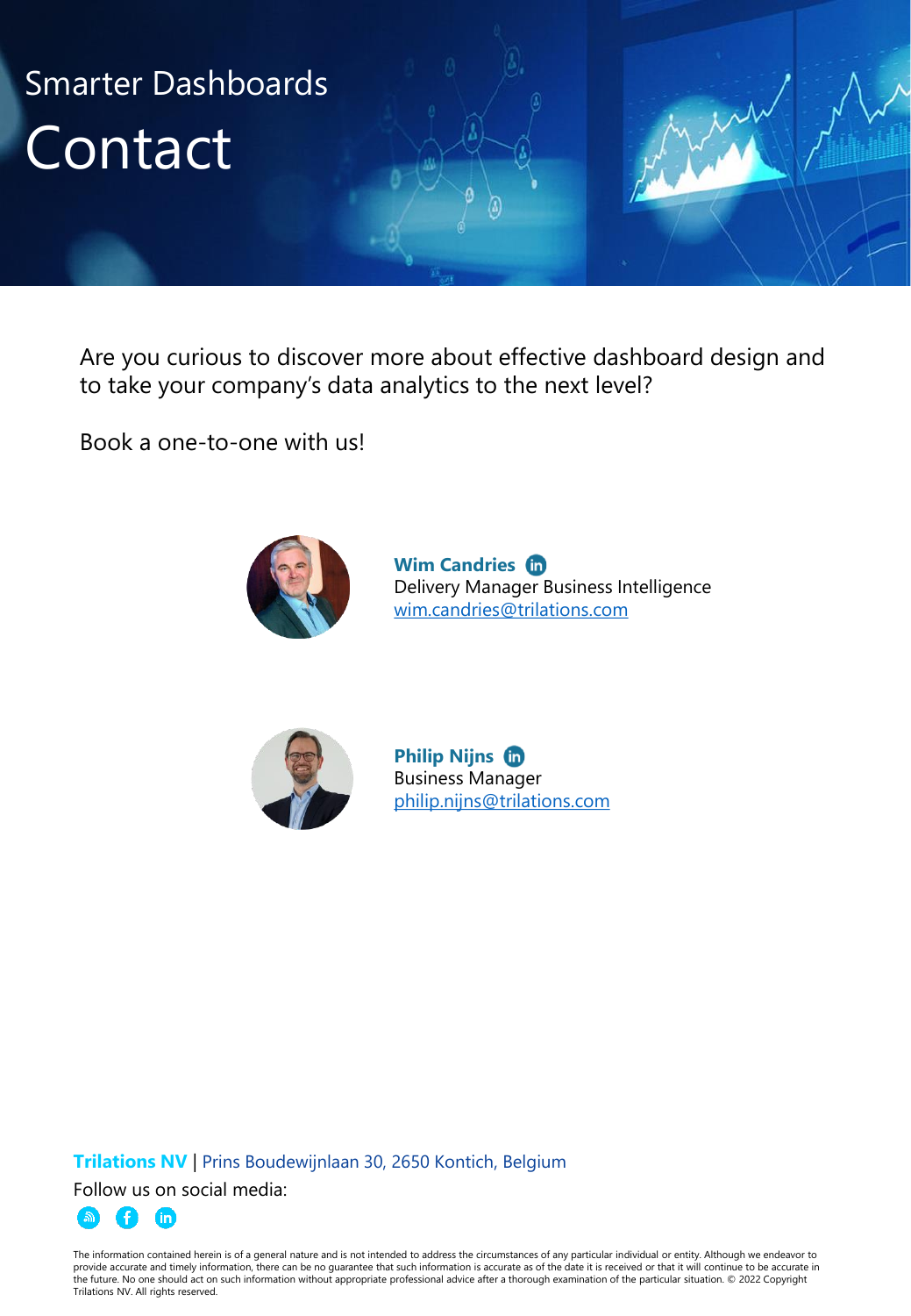Smarter Dashboards

# Contact

Are you curious to discover more about effective dashboard design and to take your company's data analytics to the next level?

Book a one-to-one with us!

**Wim Candries**
Delivery Manager Business Intelligence
wim.candries@trilations.com

**Philip Nijns**
Business Manager
philip.nijns@trilations.com

**Trilations NV** | Prins Boudewijnlaan 30, 2650 Kontich, Belgium

Follow us on social media:

The information contained herein is of a general nature and is not intended to address the circumstances of any particular individual or entity. Although we endeavor to provide accurate and timely information, there can be no guarantee that such information is accurate as of the date it is received or that it will continue to be accurate in the future. No one should act on such information without appropriate professional advice after a thorough examination of the particular situation. © 2022 Copyright Trilations NV. All rights reserved.